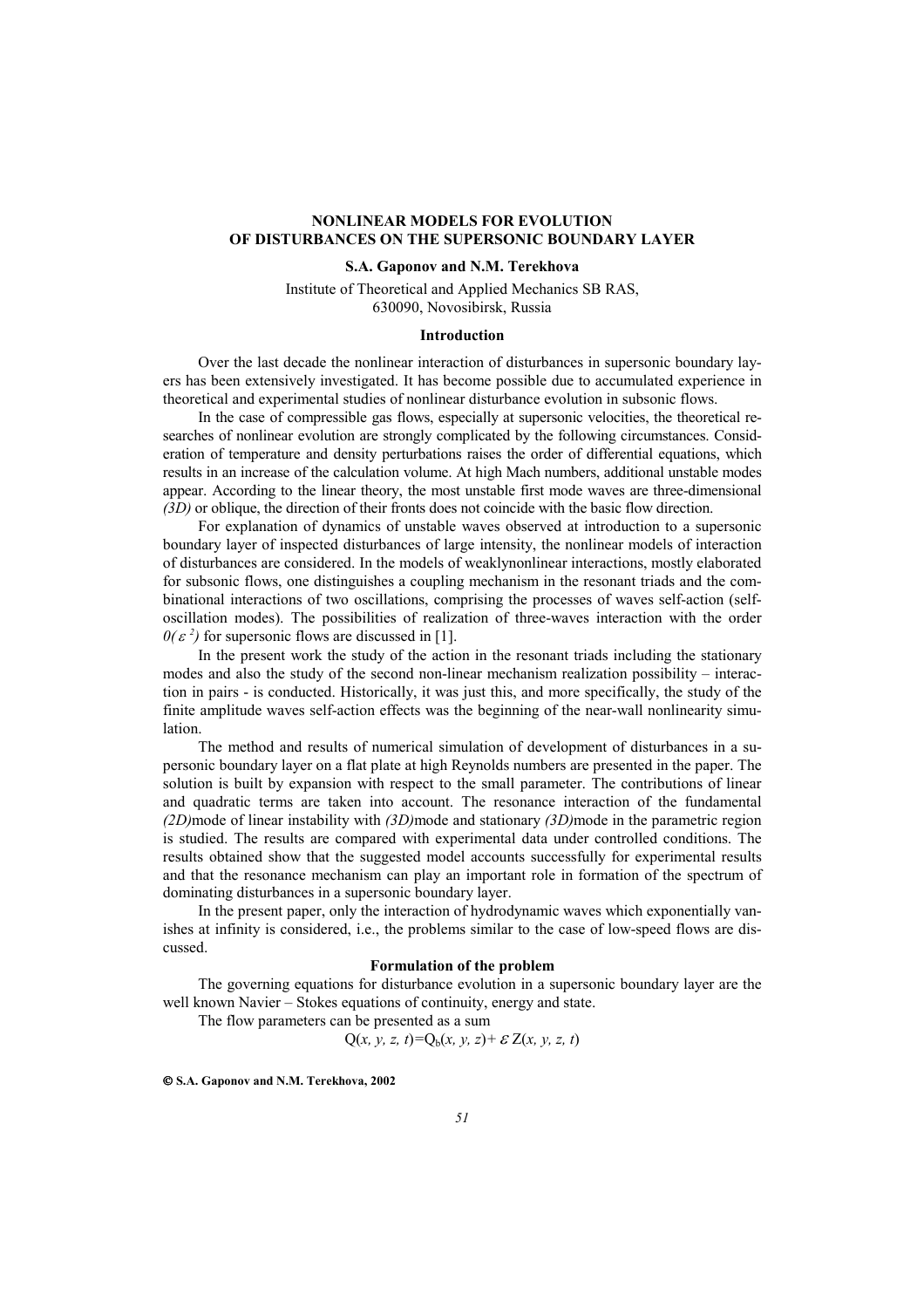# NONLINEAR MODELS FOR EVOLUTION OF DISTURBANCES ON THE SUPERSONIC BOUNDARY LAYER

**S.A. Gaponov and N.M. Terekhova**

Institute of Theoretical and Applied Mechanics SB RAS,
630090, Novosibirsk, Russia

## Introduction

Over the last decade the nonlinear interaction of disturbances in supersonic boundary layers has been extensively investigated. It has become possible due to accumulated experience in theoretical and experimental studies of nonlinear disturbance evolution in subsonic flows.

In the case of compressible gas flows, especially at supersonic velocities, the theoretical researches of nonlinear evolution are strongly complicated by the following circumstances. Consideration of temperature and density perturbations raises the order of differential equations, which results in an increase of the calculation volume. At high Mach numbers, additional unstable modes appear. According to the linear theory, the most unstable first mode waves are three-dimensional *(3D)* or oblique, the direction of their fronts does not coincide with the basic flow direction.

For explanation of dynamics of unstable waves observed at introduction to a supersonic boundary layer of inspected disturbances of large intensity, the nonlinear models of interaction of disturbances are considered. In the models of weaklynonlinear interactions, mostly elaborated for subsonic flows, one distinguishes a coupling mechanism in the resonant triads and the combinational interactions of two oscillations, comprising the processes of waves self-action (self-oscillation modes). The possibilities of realization of three-waves interaction with the order $0(\varepsilon^2)$ for supersonic flows are discussed in [1].

In the present work the study of the action in the resonant triads including the stationary modes and also the study of the second non-linear mechanism realization possibility – interaction in pairs - is conducted. Historically, it was just this, and more specifically, the study of the finite amplitude waves self-action effects was the beginning of the near-wall nonlinearity simulation.

The method and results of numerical simulation of development of disturbances in a supersonic boundary layer on a flat plate at high Reynolds numbers are presented in the paper. The solution is built by expansion with respect to the small parameter. The contributions of linear and quadratic terms are taken into account. The resonance interaction of the fundamental *(2D)*mode of linear instability with *(3D)*mode and stationary *(3D)*mode in the parametric region is studied. The results are compared with experimental data under controlled conditions. The results obtained show that the suggested model accounts successfully for experimental results and that the resonance mechanism can play an important role in formation of the spectrum of dominating disturbances in a supersonic boundary layer.

In the present paper, only the interaction of hydrodynamic waves which exponentially vanishes at infinity is considered, i.e., the problems similar to the case of low-speed flows are discussed.

## Formulation of the problem

The governing equations for disturbance evolution in a supersonic boundary layer are the well known Navier – Stokes equations of continuity, energy and state.

The flow parameters can be presented as a sum

$$Q(x, y, z, t) = Q_b(x, y, z) + \varepsilon Z(x, y, z, t)$$

**© S.A. Gaponov and N.M. Terekhova, 2002**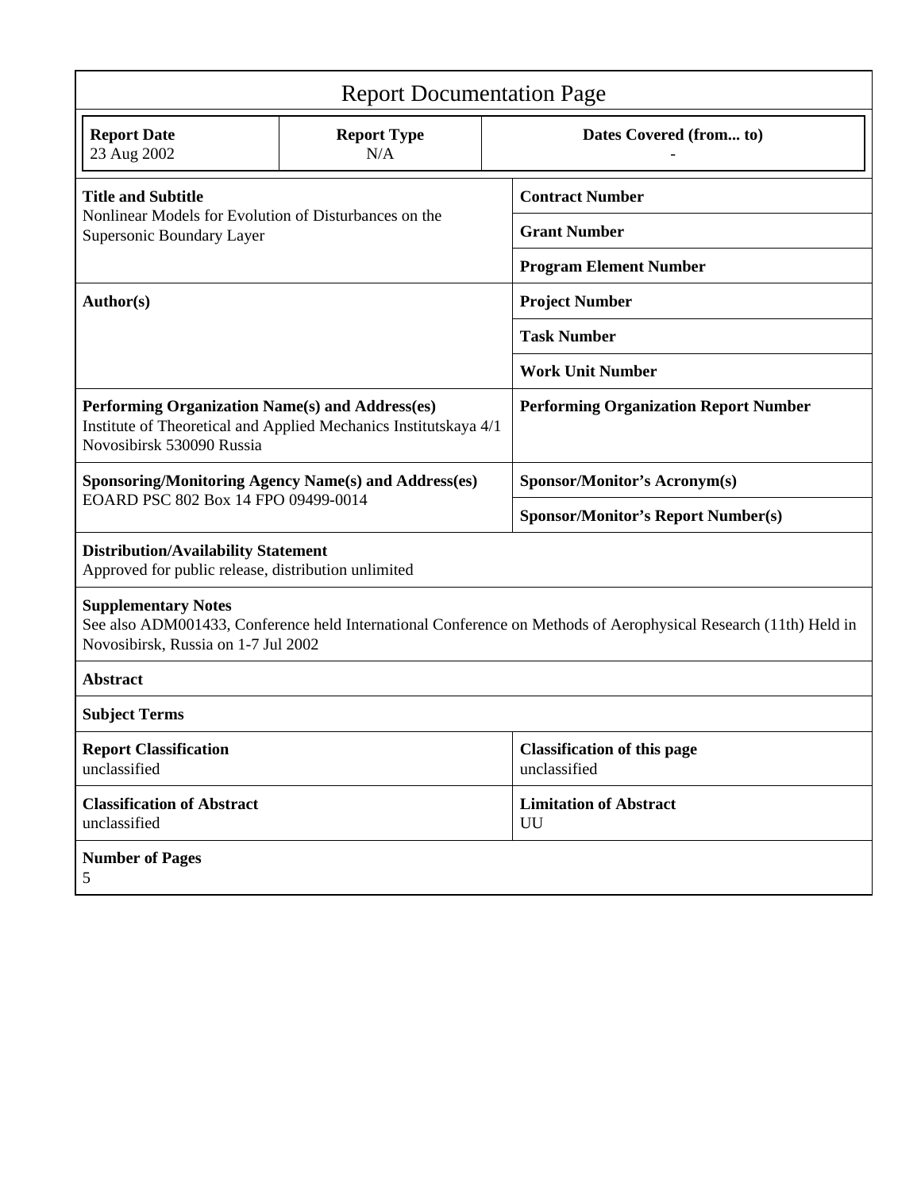# Report Documentation Page

| **Report Date**<br>23 Aug 2002 | **Report Type**<br>N/A | **Dates Covered (from... to)**<br>- |
|---|---|---|

| | |
|---|---|
| **Title and Subtitle**<br>Nonlinear Models for Evolution of Disturbances on the Supersonic Boundary Layer | **Contract Number** |
| | **Grant Number** |
| | **Program Element Number** |
| **Author(s)** | **Project Number** |
| | **Task Number** |
| | **Work Unit Number** |
| **Performing Organization Name(s) and Address(es)**<br>Institute of Theoretical and Applied Mechanics Institutskaya 4/1 Novosibirsk 530090 Russia | **Performing Organization Report Number** |
| **Sponsoring/Monitoring Agency Name(s) and Address(es)**<br>EOARD PSC 802 Box 14 FPO 09499-0014 | **Sponsor/Monitor's Acronym(s)** |
| | **Sponsor/Monitor's Report Number(s)** |

**Distribution/Availability Statement**
Approved for public release, distribution unlimited

**Supplementary Notes**
See also ADM001433, Conference held International Conference on Methods of Aerophysical Research (11th) Held in Novosibirsk, Russia on 1-7 Jul 2002

**Abstract**

**Subject Terms**

| | |
|---|---|
| **Report Classification**<br>unclassified | **Classification of this page**<br>unclassified |
| **Classification of Abstract**<br>unclassified | **Limitation of Abstract**<br>UU |

**Number of Pages**
5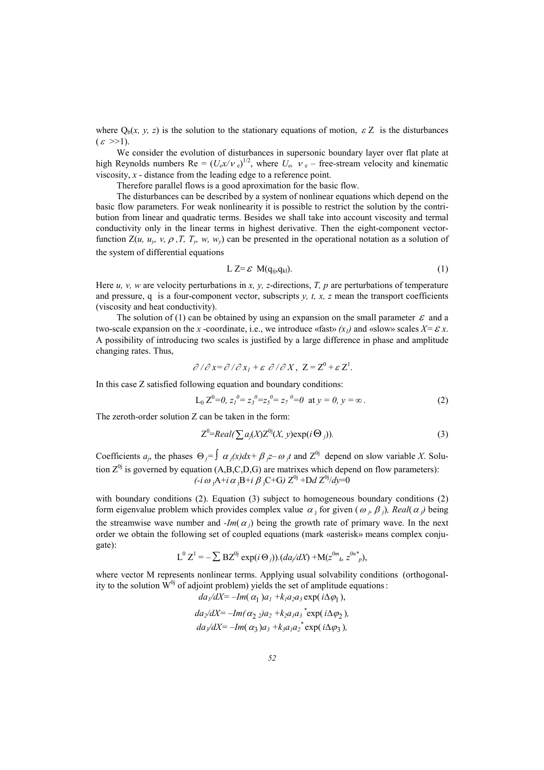where $Q_b(x, y, z)$ is the solution to the stationary equations of motion, $\varepsilon Z$ is the disturbances ($\varepsilon >>1$).

We consider the evolution of disturbances in supersonic boundary layer over flat plate at high Reynolds numbers $Re = (U_e x/\nu_e)^{1/2}$, where $U_e$, $\nu_e$ – free-stream velocity and kinematic viscosity, $x$ - distance from the leading edge to a reference point.

Therefore parallel flows is a good aproximation for the basic flow.

The disturbances can be described by a system of nonlinear equations which depend on the basic flow parameters. For weak nonlinearity it is possible to restrict the solution by the contribution from linear and quadratic terms. Besides we shall take into account viscosity and termal conductivity only in the linear terms in highest derivative. Then the eight-component vector-function $Z(u, u_y, v, \rho, T, T_y, w, w_y)$ can be presented in the operational notation as a solution of the system of differential equations

$$L\, Z = \varepsilon\; M(q_{ij}, q_{kl}). \tag{1}$$

Here $u, v, w$ are velocity perturbations in $x, y, z$-directions, $T, p$ are perturbations of temperature and pressure, q is a four-component vector, subscripts $y, t, x, z$ mean the transport coefficients (viscosity and heat conductivity).

The solution of (1) can be obtained by using an expansion on the small parameter $\varepsilon$ and a two-scale expansion on the $x$ -coordinate, i.e., we introduce «fast» $(x_1)$ and «slow» scales $X=\varepsilon x$. A possibility of introducing two scales is justified by a large difference in phase and amplitude changing rates. Thus,

$$\partial/\partial x = \partial/\partial x_1 + \varepsilon\; \partial/\partial X, \;\; Z = Z^0 + \varepsilon Z^1.$$

In this case Z satisfied following equation and boundary conditions:

$$L_0\, Z^0 = 0,\; z_1^{\,0} = z_3^{\,0} = z_5^{\,0} = z_7^{\,0} = 0 \;\; \text{at } y = 0,\, y = \infty\,. \tag{2}$$

The zeroth-order solution Z can be taken in the form:

$$Z^0 = Real(\textstyle\sum a_j(X) Z^{0j}(X, y)\exp(i\,\Theta_j)). \tag{3}$$

Coefficients $a_j$, the phases $\Theta_j = \int \alpha_j(x)dx + \beta_j z - \omega_j t$ and $Z^{0j}$ depend on slow variable $X$. Solution $Z^{0j}$ is governed by equation (A,B,C,D,G) are matrixes which depend on flow parameters):

$$(-i\,\omega_j A + i\,\alpha_j B + i\,\beta_j C + G)\, Z^{0j} + D\, d Z^{0j}/dy = 0$$

with boundary conditions (2). Equation (3) subject to homogeneous boundary conditions (2) form eigenvalue problem which provides complex value $\alpha_j$ for given $(\omega_j, \beta_j)$, $Real(\alpha_j)$ being the streamwise wave number and $-Im(\alpha_j)$ being the growth rate of primary wave. In the next order we obtain the following set of coupled equations (mark «asterisk» means complex conjugate):

$$L^0\, Z^1 = -\textstyle\sum B Z^{0j}\exp(i\,\Theta_j)).(da_j/dX) + M(z^{0m}{}_k,\, z^{0n*}{}_p),$$

where vector M represents nonlinear terms. Applying usual solvability conditions (orthogonality to the solution $W^{0j}$ of adjoint problem) yields the set of amplitude equations:

$$da_1/dX = -Im(\alpha_1)a_1 + k_1 a_2 a_3 \exp(i\Delta\varphi_1),$$

$$da_2/dX = -Im(\alpha_2)a_2 + k_2 a_1 a_3^{\,*}\exp(i\Delta\varphi_2),$$

$$da_3/dX = -Im(\alpha_3)a_3 + k_3 a_1 a_2^{\,*}\exp(i\Delta\varphi_3),$$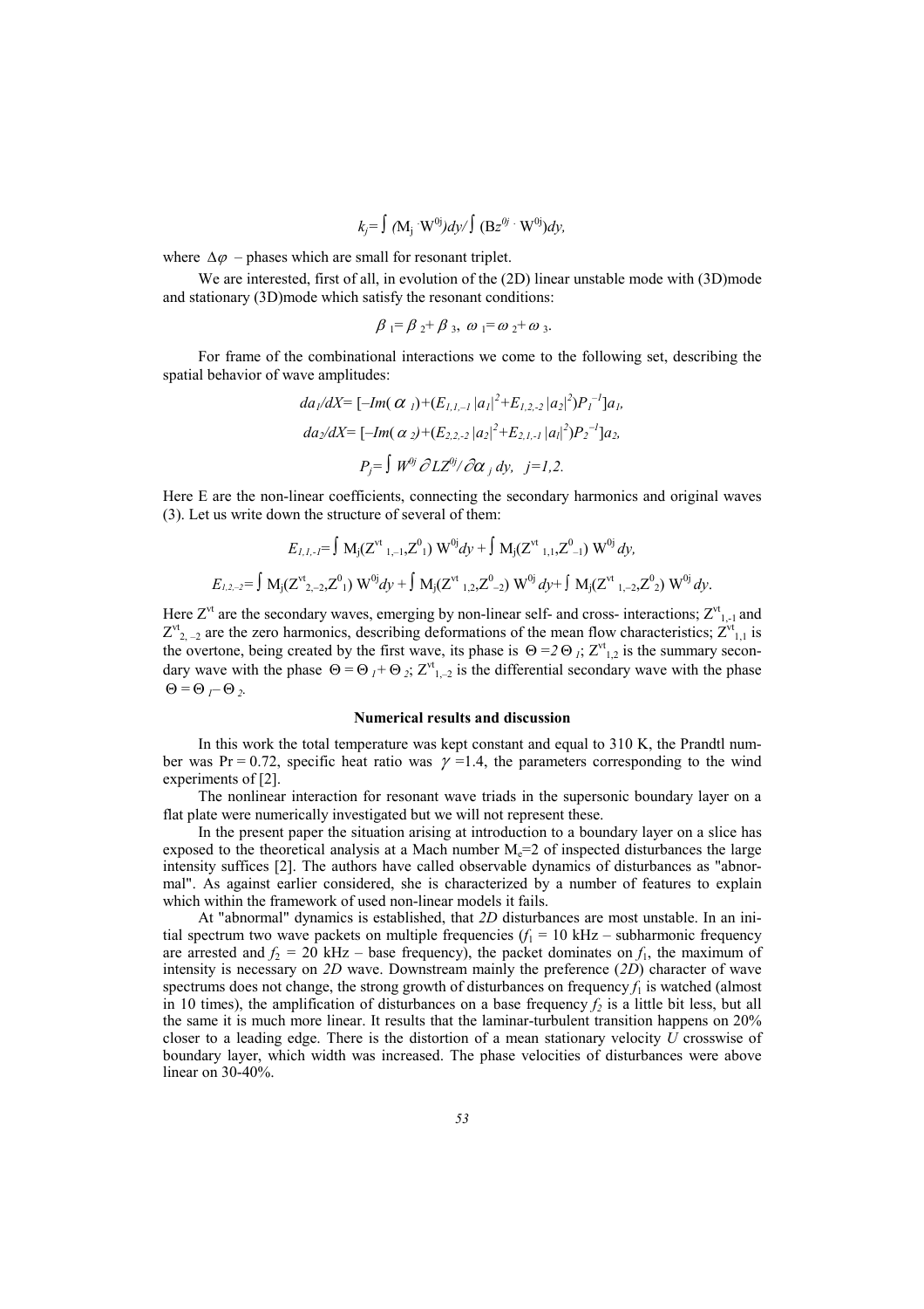$$k_j = \int (M_j \cdot W^{0j}) dy / \int (Bz^{0j} \cdot W^{0j}) dy,$$

where $\Delta\varphi$ – phases which are small for resonant triplet.

We are interested, first of all, in evolution of the (2D) linear unstable mode with (3D)mode and stationary (3D)mode which satisfy the resonant conditions:

$$\beta_1 = \beta_2 + \beta_3, \ \omega_1 = \omega_2 + \omega_3.$$

For frame of the combinational interactions we come to the following set, describing the spatial behavior of wave amplitudes:

$$da_1/dX = [-Im(\alpha_1) + (E_{1,1,-1}|a_1|^2 + E_{1,2,-2}|a_2|^2)P_1^{-1}]a_1,$$

$$da_2/dX = [-Im(\alpha_2) + (E_{2,2,-2}|a_2|^2 + E_{2,1,-1}|a_1|^2)P_2^{-1}]a_2,$$

$$P_j = \int W^{0j} \partial LZ^{0j} / \partial \alpha_j \, dy, \ \ j = 1,2.$$

Here E are the non-linear coefficients, connecting the secondary harmonics and original waves (3). Let us write down the structure of several of them:

$$E_{1,1,-1} = \int M_j(Z^{vt}_{1,-1}, Z^0_1) W^{0j} dy + \int M_j(Z^{vt}_{1,1}, Z^0_{-1}) W^{0j} dy,$$

$$E_{1,2,-2} = \int M_j(Z^{vt}_{2,-2}, Z^0_1) W^{0j} dy + \int M_j(Z^{vt}_{1,2}, Z^0_{-2}) W^{0j} dy + \int M_j(Z^{vt}_{1,-2}, Z^0_2) W^{0j} dy.$$

Here $Z^{vt}$ are the secondary waves, emerging by non-linear self- and cross- interactions; $Z^{vt}_{1,-1}$ and $Z^{vt}_{2,-2}$ are the zero harmonics, describing deformations of the mean flow characteristics; $Z^{vt}_{1,1}$ is the overtone, being created by the first wave, its phase is $\Theta = 2\Theta_1$; $Z^{vt}_{1,2}$ is the summary secondary wave with the phase $\Theta = \Theta_1 + \Theta_2$; $Z^{vt}_{1,-2}$ is the differential secondary wave with the phase $\Theta = \Theta_1 - \Theta_2$.

## Numerical results and discussion

In this work the total temperature was kept constant and equal to 310 K, the Prandtl number was Pr = 0.72, specific heat ratio was $\gamma = 1.4$, the parameters corresponding to the wind experiments of [2].

The nonlinear interaction for resonant wave triads in the supersonic boundary layer on a flat plate were numerically investigated but we will not represent these.

In the present paper the situation arising at introduction to a boundary layer on a slice has exposed to the theoretical analysis at a Mach number $M_e = 2$ of inspected disturbances the large intensity suffices [2]. The authors have called observable dynamics of disturbances as "abnormal". As against earlier considered, she is characterized by a number of features to explain which within the framework of used non-linear models it fails.

At "abnormal" dynamics is established, that *2D* disturbances are most unstable. In an initial spectrum two wave packets on multiple frequencies ($f_1$ = 10 kHz – subharmonic frequency are arrested and $f_2$ = 20 kHz – base frequency), the packet dominates on $f_1$, the maximum of intensity is necessary on *2D* wave. Downstream mainly the preference (*2D*) character of wave spectrums does not change, the strong growth of disturbances on frequency $f_1$ is watched (almost in 10 times), the amplification of disturbances on a base frequency $f_2$ is a little bit less, but all the same it is much more linear. It results that the laminar-turbulent transition happens on 20% closer to a leading edge. There is the distortion of a mean stationary velocity *U* crosswise of boundary layer, which width was increased. The phase velocities of disturbances were above linear on 30-40%.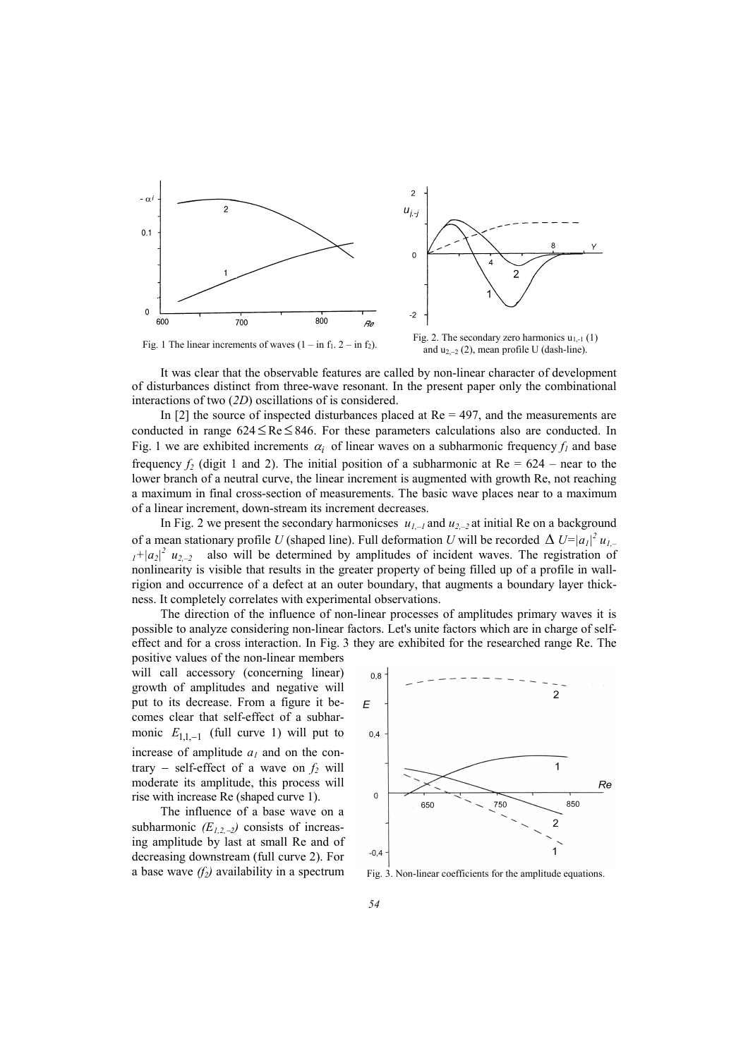Fig. 1 The linear increments of waves (1 – in $f_1$. 2 – in $f_2$).

Fig. 2. The secondary zero harmonics $u_{1,-1}$ (1) and $u_{2,-2}$ (2), mean profile U (dash-line).

It was clear that the observable features are called by non-linear character of development of disturbances distinct from three-wave resonant. In the present paper only the combinational interactions of two (*2D*) oscillations of is considered.

In [2] the source of inspected disturbances placed at Re = 497, and the measurements are conducted in range $624 \leq \mathrm{Re} \leq 846$. For these parameters calculations also are conducted. In Fig. 1 we are exhibited increments $\alpha_i$ of linear waves on a subharmonic frequency $f_1$ and base frequency $f_2$ (digit 1 and 2). The initial position of a subharmonic at Re = 624 – near to the lower branch of a neutral curve, the linear increment is augmented with growth Re, not reaching a maximum in final cross-section of measurements. The basic wave places near to a maximum of a linear increment, down-stream its increment decreases.

In Fig. 2 we present the secondary harmonicses $u_{1,-1}$ and $u_{2,-2}$ at initial Re on a background of a mean stationary profile *U* (shaped line). Full deformation *U* will be recorded $\Delta U = |a_1|^2 u_{1,-1} + |a_2|^2 u_{2,-2}$ also will be determined by amplitudes of incident waves. The registration of nonlinearity is visible that results in the greater property of being filled up of a profile in wall-rigion and occurrence of a defect at an outer boundary, that augments a boundary layer thickness. It completely correlates with experimental observations.

The direction of the influence of non-linear processes of amplitudes primary waves it is possible to analyze considering non-linear factors. Let's unite factors which are in charge of self-effect and for a cross interaction. In Fig. 3 they are exhibited for the researched range Re. The positive values of the non-linear members will call accessory (concerning linear) growth of amplitudes and negative will put to its decrease. From a figure it becomes clear that self-effect of a subharmonic $E_{1,1,-1}$ (full curve 1) will put to increase of amplitude $a_1$ and on the contrary – self-effect of a wave on $f_2$ will moderate its amplitude, this process will rise with increase Re (shaped curve 1).

Fig. 3. Non-linear coefficients for the amplitude equations.

The influence of a base wave on a subharmonic $(E_{1,2,-2})$ consists of increasing amplitude by last at small Re and of decreasing downstream (full curve 2). For a base wave $(f_2)$ availability in a spectrum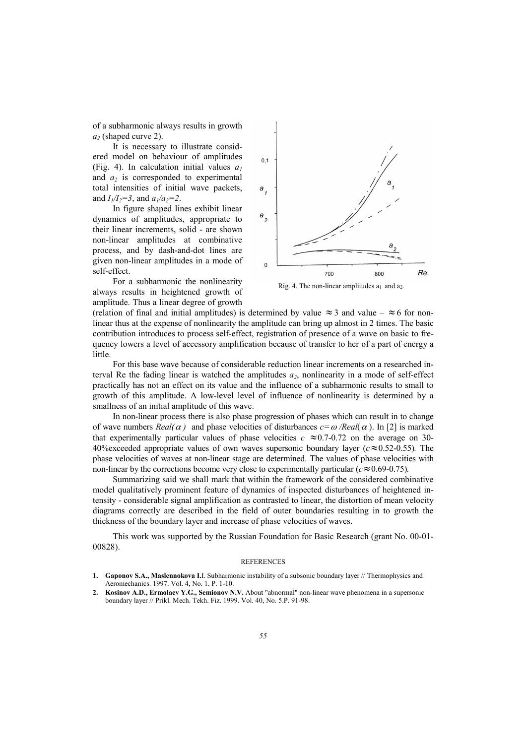of a subharmonic always results in growth $a_2$ (shaped curve 2).

It is necessary to illustrate considered model on behaviour of amplitudes (Fig. 4). In calculation initial values $a_1$ and $a_2$ is corresponded to experimental total intensities of initial wave packets, and $I_1/I_2=3$, and $a_1/a_2=2$.

In figure shaped lines exhibit linear dynamics of amplitudes, appropriate to their linear increments, solid - are shown non-linear amplitudes at combinative process, and by dash-and-dot lines are given non-linear amplitudes in a mode of self-effect.

For a subharmonic the nonlinearity always results in heightened growth of amplitude. Thus a linear degree of growth (relation of final and initial amplitudes) is determined by value $\approx 3$ and value – $\approx 6$ for non-linear thus at the expense of nonlinearity the amplitude can bring up almost in 2 times. The basic contribution introduces to process self-effect, registration of presence of a wave on basic to frequency lowers a level of accessory amplification because of transfer to her of a part of energy a little.

0,1

$a_1$

$a_2$

0

700

800

Re

Rig. 4. The non-linear amplitudes $a_1$ and $a_2$.

For this base wave because of considerable reduction linear increments on a researched interval Re the fading linear is watched the amplitudes $a_2$, nonlinearity in a mode of self-effect practically has not an effect on its value and the influence of a subharmonic results to small to growth of this amplitude. A low-level level of influence of nonlinearity is determined by a smallness of an initial amplitude of this wave.

In non-linear process there is also phase progression of phases which can result in to change of wave numbers $Real(\alpha)$ and phase velocities of disturbances $c=\omega/Real(\alpha)$. In [2] is marked that experimentally particular values of phase velocities $c \approx 0.7$-$0.72$ on the average on 30-40%exceeded appropriate values of own waves supersonic boundary layer ($c \approx 0.52$-$0.55$). The phase velocities of waves at non-linear stage are determined. The values of phase velocities with non-linear by the corrections become very close to experimentally particular ($c \approx 0.69$-$0.75$).

Summarizing said we shall mark that within the framework of the considered combinative model qualitatively prominent feature of dynamics of inspected disturbances of heightened intensity - considerable signal amplification as contrasted to linear, the distortion of mean velocity diagrams correctly are described in the field of outer boundaries resulting in to growth the thickness of the boundary layer and increase of phase velocities of waves.

This work was supported by the Russian Foundation for Basic Research (grant No. 00-01-00828).

## REFERENCES

1. **Gaponov S.A., Maslennokova I.**I. Subharmonic instability of a subsonic boundary layer // Thermophysics and Aeromechanics. 1997. Vol. 4, No. 1. P. 1-10.
2. **Kosinov A.D., Ermolaev Y.G., Semionov N.V.** About "abnormal" non-linear wave phenomena in a supersonic boundary layer // Prikl. Mech. Tekh. Fiz. 1999. Vol. 40, No. 5.P. 91-98.